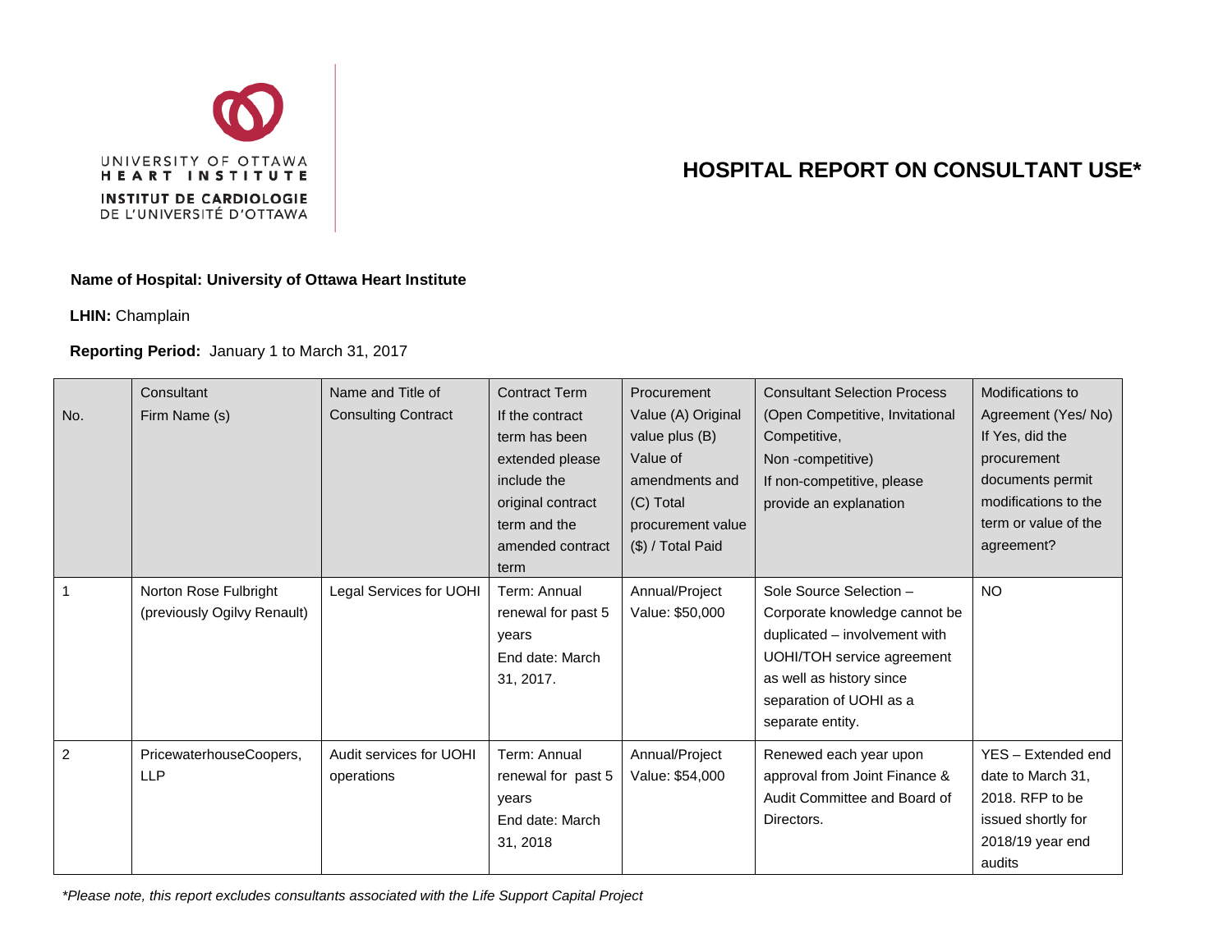UNIVERSITY OF OTTAWA HEART INSTITUTE

INSTITUT DE CARDIOLOGIE DE L'UNIVERSITÉ D'OTTAWA

# HOSPITAL REPORT ON CONSULTANT USE*

**Name of Hospital: University of Ottawa Heart Institute**

**LHIN:** Champlain

**Reporting Period:** January 1 to March 31, 2017

| No. | Consultant Firm Name (s) | Name and Title of Consulting Contract | Contract Term If the contract term has been extended please include the original contract term and the amended contract term | Procurement Value (A) Original value plus (B) Value of amendments and (C) Total procurement value ($) / Total Paid | Consultant Selection Process (Open Competitive, Invitational Competitive, Non -competitive) If non-competitive, please provide an explanation | Modifications to Agreement (Yes/ No) If Yes, did the procurement documents permit modifications to the term or value of the agreement? |
|---|---|---|---|---|---|---|
| 1 | Norton Rose Fulbright (previously Ogilvy Renault) | Legal Services for UOHI | Term: Annual renewal for past 5 years End date: March 31, 2017. | Annual/Project Value: $50,000 | Sole Source Selection – Corporate knowledge cannot be duplicated – involvement with UOHI/TOH service agreement as well as history since separation of UOHI as a separate entity. | NO |
| 2 | PricewaterhouseCoopers, LLP | Audit services for UOHI operations | Term: Annual renewal for past 5 years End date: March 31, 2018 | Annual/Project Value: $54,000 | Renewed each year upon approval from Joint Finance & Audit Committee and Board of Directors. | YES – Extended end date to March 31, 2018. RFP to be issued shortly for 2018/19 year end audits |

*\*Please note, this report excludes consultants associated with the Life Support Capital Project*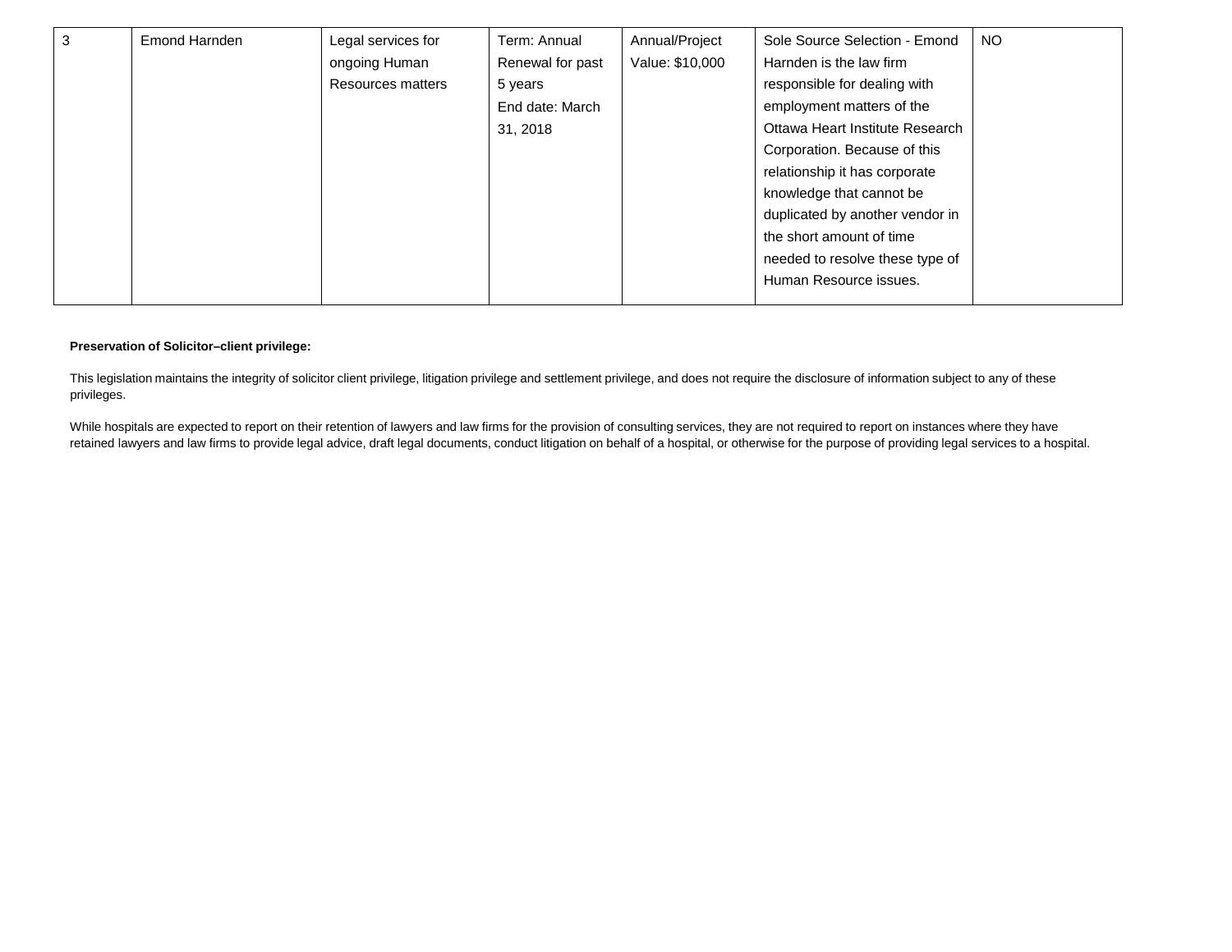| | | | | | | |
|---|---|---|---|---|---|---|
| 3 | Emond Harnden | Legal services for ongoing Human Resources matters | Term: Annual Renewal for past 5 years End date: March 31, 2018 | Annual/Project Value: $10,000 | Sole Source Selection - Emond Harnden is the law firm responsible for dealing with employment matters of the Ottawa Heart Institute Research Corporation. Because of this relationship it has corporate knowledge that cannot be duplicated by another vendor in the short amount of time needed to resolve these type of Human Resource issues. | NO |

**Preservation of Solicitor–client privilege:**

This legislation maintains the integrity of solicitor client privilege, litigation privilege and settlement privilege, and does not require the disclosure of information subject to any of these privileges.

While hospitals are expected to report on their retention of lawyers and law firms for the provision of consulting services, they are not required to report on instances where they have retained lawyers and law firms to provide legal advice, draft legal documents, conduct litigation on behalf of a hospital, or otherwise for the purpose of providing legal services to a hospital.